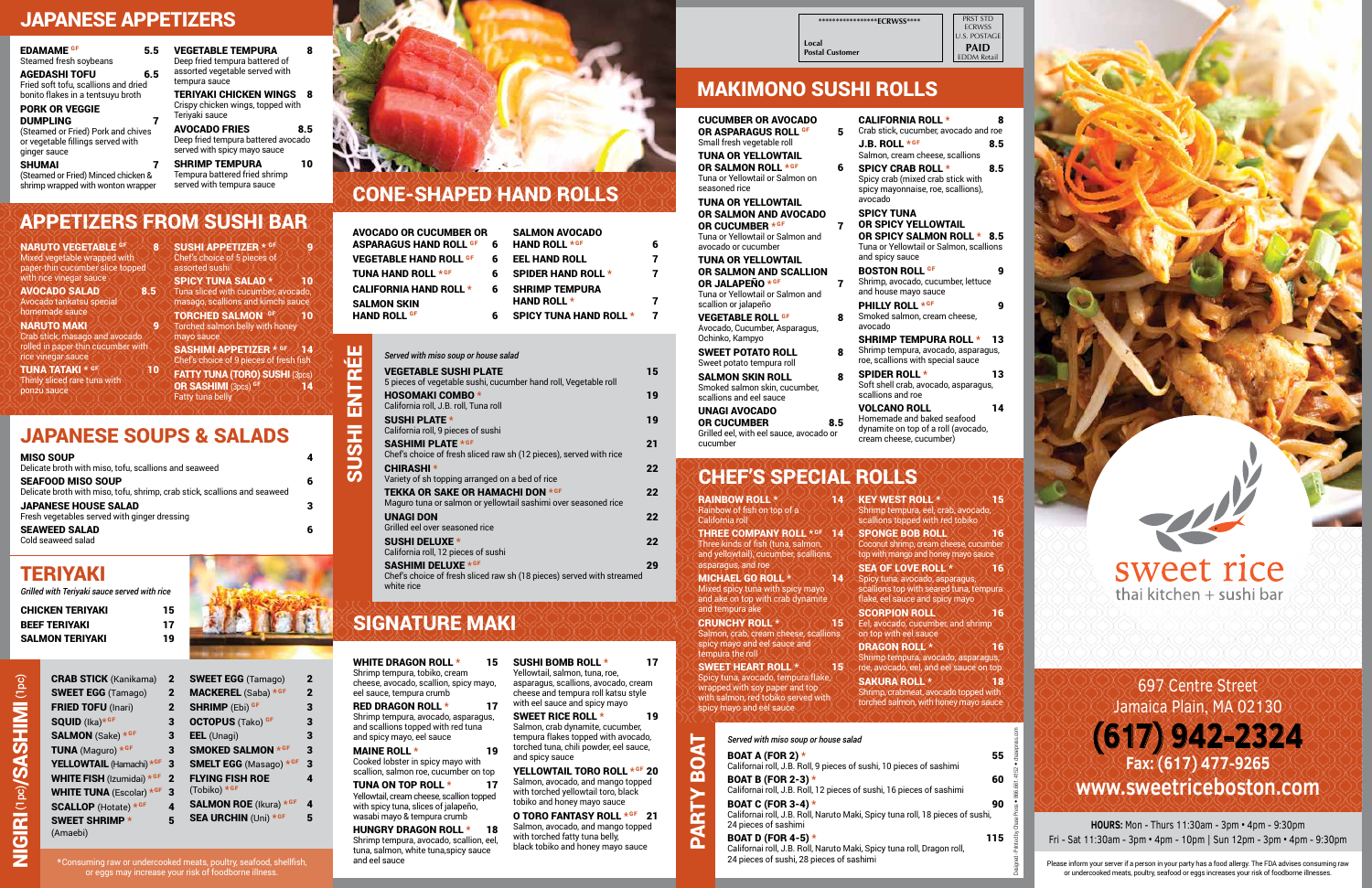# sweet rice

thai kitchen + sushi bar

697 Centre Street
Jamaica Plain, MA 02130

**(617) 942-2324**

**Fax: (617) 477-9265**

**www.sweetriceboston.com**

**HOURS:** Mon - Thurs 11:30am - 3pm • 4pm - 9:30pm
Fri - Sat 11:30am - 3pm • 4pm - 10pm | Sun 12pm - 3pm • 4pm - 9:30pm

Please inform your server if a person in your party has a food allergy. The FDA advises consuming raw or undercooked meats, poultry, seafood or eggs increases your risk of foodborne illnesses.

## JAPANESE APPETIZERS

**EDAMAME GF** 5.5
Steamed fresh soybeans

**AGEDASHI TOFU** 6.5
Fried soft tofu, scallions and dried bonito flakes in a tentsuyu broth

**PORK OR VEGGIE DUMPLING** 7
(Steamed or Fried) Pork and chives or vegetable fillings served with ginger sauce

**SHUMAI** 7
(Steamed or Fried) Minced chicken & shrimp wrapped with wonton wrapper

**VEGETABLE TEMPURA** 8
Deep fried tempura battered of assorted vegetable served with tempura sauce

**TERIYAKI CHICKEN WINGS** 8
Crispy chicken wings, topped with Teriyaki sauce

**AVOCADO FRIES** 8.5
Deep fried tempura battered avocado served with spicy mayo sauce

**SHRIMP TEMPURA** 10
Tempura battered fried shrimp served with tempura sauce

## APPETIZERS FROM SUSHI BAR

**NARUTO VEGETABLE GF** 8
Mixed vegetable wrapped with paper-thin cucumber slice topped with rice vinegar sauce

**AVOCADO SALAD** 8.5
Avocado tankatsu special homemade sauce

**NARUTO MAKI** 9
Crab stick, masago and avocado rolled in paper-thin cucumber with rice vinegar sauce

**TUNA TATAKI * GF** 10
Thinly sliced rare tuna with ponzu sauce

**SUSHI APPETIZER * GF** 9
Chef's choice of 5 pieces of assorted sushi

**SPICY TUNA SALAD *** 10
Tuna sliced with cucumber, avocado, masago, scallions and kimchi sauce

**TORCHED SALMON GF** 10
Torched salmon belly with honey mayo sauce

**SASHIMI APPETIZER * GF** 14
Chef's choice of 9 pieces of fresh fish

**FATTY TUNA (TORO) SUSHI** (3pcs) **OR SASHIMI** (3pcs) **GF** 14
Fatty tuna belly

## JAPANESE SOUPS & SALADS

**MISO SOUP** 4
Delicate broth with miso, tofu, scallions and seaweed

**SEAFOOD MISO SOUP** 6
Delicate broth with miso, tofu, shrimp, crab stick, scallions and seaweed

**JAPANESE HOUSE SALAD** 3
Fresh vegetables served with ginger dressing

**SEAWEED SALAD** 6
Cold seaweed salad

## TERIYAKI

*Grilled with Teriyaki sauce served with rice*

| | |
|---|---|
| **CHICKEN TERIYAKI** | 15 |
| **BEEF TERIYAKI** | 17 |
| **SALMON TERIYAKI** | 19 |

## NIGIRI (1pc)/SASHIMI (1pc)

| | | | |
|---|---|---|---|
| **CRAB STICK** (Kanikama) | 2 | **SWEET EGG** (Tamago) | 2 |
| **SWEET EGG** (Tamago) | 2 | **MACKEREL** (Saba) * GF | 2 |
| **FRIED TOFU** (Inari) | 2 | **SHRIMP** (Ebi) GF | 3 |
| **SQUID** (Ika) * GF | 3 | **OCTOPUS** (Tako) GF | 3 |
| **SALMON** (Sake) * GF | 3 | **EEL** (Unagi) | 3 |
| **TUNA** (Maguro) * GF | 3 | **SMOKED SALMON** * GF | 3 |
| **YELLOWTAIL** (Hamachi) * GF | 3 | **SMELT EGG** (Masago) * GF | 3 |
| **WHITE FISH** (Izumidai) * GF | 2 | **FLYING FISH ROE** (Tobiko) * GF | 4 |
| **WHITE TUNA** (Escolar) * GF | 3 | **SALMON ROE** (Ikura) * GF | 4 |
| **SCALLOP** (Hotate) * GF | 4 | **SEA URCHIN** (Uni) * GF | 5 |
| **SWEET SHRIMP** * (Amaebi) | 5 | | |

*Consuming raw or undercooked meats, poultry, seafood, shellfish, or eggs may increase your risk of foodborne illness.

## CONE-SHAPED HAND ROLLS

| | | | |
|---|---|---|---|
| **AVOCADO OR CUCUMBER OR ASPARAGUS HAND ROLL GF** | 6 | **SALMON AVOCADO HAND ROLL * GF** | 6 |
| **VEGETABLE HAND ROLL GF** | 6 | **EEL HAND ROLL** | 7 |
| **TUNA HAND ROLL * GF** | 6 | **SPIDER HAND ROLL *** | 7 |
| **CALIFORNIA HAND ROLL *** | 6 | **SHRIMP TEMPURA HAND ROLL *** | 7 |
| **SALMON SKIN HAND ROLL GF** | 6 | **SPICY TUNA HAND ROLL *** | 7 |

## SUSHI ENTRÉE

*Served with miso soup or house salad*

**VEGETABLE SUSHI PLATE** 15
5 pieces of vegetable sushi, cucumber hand roll, Vegetable roll

**HOSOMAKI COMBO *** 19
California roll, J.B. roll, Tuna roll

**SUSHI PLATE *** 19
California roll, 9 pieces of sushi

**SASHIMI PLATE * GF** 21
Chef's choice of fresh sliced raw sh (12 pieces), served with rice

**CHIRASHI *** 22
Variety of sh topping arranged on a bed of rice

**TEKKA OR SAKE OR HAMACHI DON * GF** 22
Maguro tuna or salmon or yellowtail sashimi over seasoned rice

**UNAGI DON** 22
Grilled eel over seasoned rice

**SUSHI DELUXE *** 22
California roll, 12 pieces of sushi

**SASHIMI DELUXE * GF** 29
Chef's choice of fresh sliced raw sh (18 pieces) served with streamed white rice

## SIGNATURE MAKI

**WHITE DRAGON ROLL *** 15
Shrimp tempura, tobiko, cream cheese, avocado, scallion, spicy mayo, eel sauce, tempura crumb

**RED DRAGON ROLL *** 17
Shrimp tempura, avocado, asparagus, and scallions topped with red tuna and spicy mayo, eel sauce

**MAINE ROLL *** 19
Cooked lobster in spicy mayo with scallion, salmon roe, cucumber on top

**TUNA ON TOP ROLL *** 17
Yellowtail, cream cheese, scallion topped with spicy tuna, slices of jalapeño, wasabi mayo & tempura crumb

**HUNGRY DRAGON ROLL *** 18
Shrimp tempura, avocado, scallion, eel, tuna, salmon, white tuna,spicy sauce and eel sauce

**SUSHI BOMB ROLL *** 17
Yellowtail, salmon, tuna, roe, asparagus, scallions, avocado, cream cheese and tempura roll katsu style with eel sauce and spicy mayo

**SWEET RICE ROLL *** 19
Salmon, crab dynamite, cucumber, tempura flakes topped with avocado, torched tuna, chili powder, eel sauce, and spicy sauce

**YELLOWTAIL TORO ROLL * GF** 20
Salmon, avocado, and mango topped with torched yellowtail toro, black tobiko and honey mayo sauce

**O TORO FANTASY ROLL * GF** 21
Salmon, avocado, and mango topped with torched fatty tuna belly, black tobiko and honey mayo sauce

## MAKIMONO SUSHI ROLLS

**CUCUMBER OR AVOCADO OR ASPARAGUS ROLL GF** 5
Small fresh vegetable roll

**TUNA OR YELLOWTAIL OR SALMON ROLL * GF** 6
Tuna or Yellowtail or Salmon on seasoned rice

**TUNA OR YELLOWTAIL OR SALMON AND AVOCADO OR CUCUMBER * GF** 7
Tuna or Yellowtail or Salmon and avocado or cucumber

**TUNA OR YELLOWTAIL OR SALMON AND SCALLION OR JALAPEÑO * GF** 7
Tuna or Yellowtail or Salmon and scallion or jalapeño

**VEGETABLE ROLL GF** 8
Avocado, Cucumber, Asparagus, Ochinko, Kampyo

**SWEET POTATO ROLL** 8
Sweet potato tempura roll

**SALMON SKIN ROLL** 8
Smoked salmon skin, cucumber, scallions and eel sauce

**UNAGI AVOCADO OR CUCUMBER** 8.5
Grilled eel, with eel sauce, avocado or cucumber

**CALIFORNIA ROLL *** 8
Crab stick, cucumber, avocado and roe

**J.B. ROLL * GF** 8.5
Salmon, cream cheese, scallions

**SPICY CRAB ROLL *** 8.5
Spicy crab (mixed crab stick with spicy mayonnaise, roe, scallions), avocado

**SPICY TUNA OR SPICY YELLOWTAIL OR SPICY SALMON ROLL *** 8.5
Tuna or Yellowtail or Salmon, scallions and spicy sauce

**BOSTON ROLL GF** 9
Shrimp, avocado, cucumber, lettuce and house mayo sauce

**PHILLY ROLL * GF** 9
Smoked salmon, cream cheese, avocado

**SHRIMP TEMPURA ROLL *** 13
Shrimp tempura, avocado, asparagus, roe, scallions with special sauce

**SPIDER ROLL *** 13
Soft shell crab, avocado, asparagus, scallions and roe

**VOLCANO ROLL** 14
Homemade and baked seafood dynamite on top of a roll (avocado, cream cheese, cucumber)

## CHEF'S SPECIAL ROLLS

**RAINBOW ROLL *** 14
Rainbow of fish on top of a California roll

**THREE COMPANY ROLL * GF** 14
Three kinds of fish (tuna, salmon, and yellowtail), cucumber, scallions, asparagus, and roe

**MICHAEL GO ROLL *** 14
Mixed spicy tuna with spicy mayo and ake on top with crab dynamite and tempura ake

**CRUNCHY ROLL *** 15
Salmon, crab, cream cheese, scallions spicy mayo and eel sauce and tempura the roll

**SWEET HEART ROLL *** 15
Spicy tuna, avocado, tempura flake, wrapped with soy paper and top with salmon, red tobiko served with spicy mayo and eel sauce

**KEY WEST ROLL *** 15
Shrimp tempura, eel, crab, avocado, scallions topped with red tobiko

**SPONGE BOB ROLL** 16
Coconut shrimp, cream cheese, cucumber top with mango and honey mayo sauce

**SEA OF LOVE ROLL *** 16
Spicy tuna, avocado, asparagus, scallions top with seared tuna, tempura flake, eel sauce and spicy mayo

**SCORPION ROLL** 16
Eel, avocado, cucumber, and shrimp on top with eel sauce

**DRAGON ROLL *** 16
Shrimp tempura, avocado, asparagus, roe, avocado, eel, and eel sauce on top

**SAKURA ROLL *** 18
Shrimp, crabmeat, avocado topped with torched salmon, with honey mayo sauce

## PARTY BOAT

*Served with miso soup or house salad*

**BOAT A (FOR 2) *** 55
Californai roll, J.B. Roll, 9 pieces of sushi, 10 pieces of sashimi

**BOAT B (FOR 2-3) *** 60
Californai roll, J.B. Roll, 12 pieces of sushi, 16 pieces of sashimi

**BOAT C (FOR 3-4) *** 90
Californai roll, J.B. Roll, Naruto Maki, Spicy tuna roll, 18 pieces of sushi, 24 pieces of sashimi

**BOAT D (FOR 4-5) *** 115
Californai roll, J.B. Roll, Naruto Maki, Spicy tuna roll, Dragon roll, 24 pieces of sushi, 28 pieces of sashimi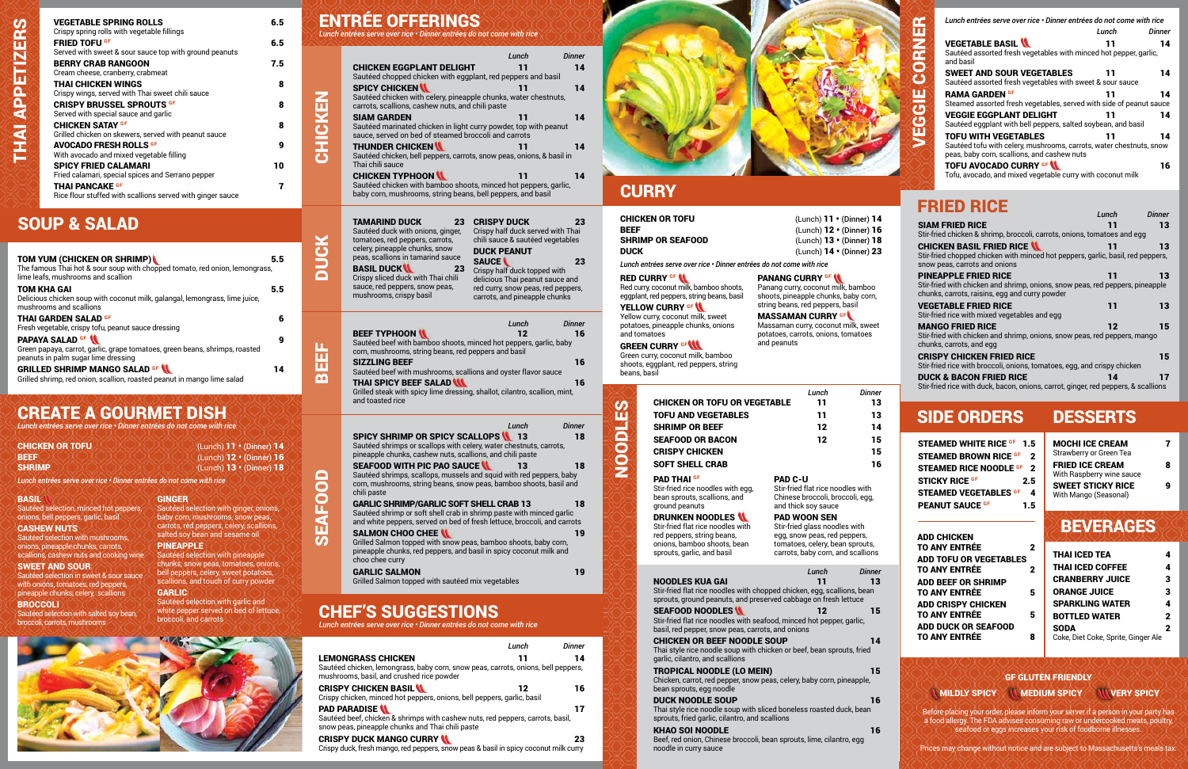## THAI APPETIZERS

| | |
|---|---|
| **VEGETABLE SPRING ROLLS** Crispy spring rolls with vegetable fillings | 6.5 |
| **FRIED TOFU** GF Served with sweet & sour sauce top with ground peanuts | 6.5 |
| **BERRY CRAB RANGOON** Cream cheese, cranberry, crabmeat | 7.5 |
| **THAI CHICKEN WINGS** Crispy wings, served with Thai sweet chili sauce | 8 |
| **CRISPY BRUSSEL SPROUTS** GF Served with special sauce and garlic | 8 |
| **CHICKEN SATAY** GF Grilled chicken on skewers, served with peanut sauce | 8 |
| **AVOCADO FRESH ROLLS** GF With avocado and mixed vegetable filling | 9 |
| **SPICY FRIED CALAMARI** Fried calamari, special spices and Serrano pepper | 10 |
| **THAI PANCAKE** GF Rice flour stuffed with scallions served with ginger sauce | 7 |

## SOUP & SALAD

| | |
|---|---|
| **TOM YUM (CHICKEN OR SHRIMP)** The famous Thai hot & sour soup with chopped tomato, red onion, lemongrass, lime leafs, mushrooms and scallion | 5.5 |
| **TOM KHA GAI** Delicious chicken soup with coconut milk, galangal, lemongrass, lime juice, mushrooms and scallions | 5.5 |
| **THAI GARDEN SALAD** GF Fresh vegetable, crispy tofu, peanut sauce dressing | 6 |
| **PAPAYA SALAD** GF Green papaya, carrot, garlic, grape tomatoes, green beans, shrimps, roasted peanuts in palm sugar lime dressing | 9 |
| **GRILLED SHRIMP MANGO SALAD** GF Grilled shrimp, red onion, scallion, roasted peanut in mango lime salad | 14 |

## CREATE A GOURMET DISH

*Lunch entrées serve over rice • Dinner entrées do not come with rice*

| | |
|---|---|
| **CHICKEN OR TOFU** | (Lunch) 11 • (Dinner) 14 |
| **BEEF** | (Lunch) 12 • (Dinner) 16 |
| **SHRIMP** | (Lunch) 13 • (Dinner) 18 |

*Lunch entrées serve over rice • Dinner entrées do not come with rice*

**BASIL** Sautéed selection, minced hot peppers, onions, bell peppers, garlic, basil

**CASHEW NUTS** Sautéed selection with mushrooms, onions, pineapple chunks, carrots, scallions, cashew nuts and cooking wine

**SWEET AND SOUR** Sautéed selection in sweet & sour sauce with onions, tomatoes, red peppers, pineapple chunks, celery, scallions

**BROCCOLI** Sautéed selection with salted soy bean, broccoli, carrots, mushrooms

**GINGER** Sautéed selection with ginger, onions, baby corn, mushrooms, snow peas, carrots, red peppers, celery, scallions, salted soy bean and sesame oil

**PINEAPPLE** Sautéed selection with pineapple chunks, snow peas, tomatoes, onions, bell peppers, celery, sweet potatoes, scallions, and touch of curry powder

**GARLIC** Sautéed selection with garlic and white pepper served on bed of lettuce, broccoli, and carrots

## ENTRÉE OFFERINGS

*Lunch entrées serve over rice • Dinner entrées do not come with rice*

### CHICKEN

| | Lunch | Dinner |
|---|---|---|
| **CHICKEN EGGPLANT DELIGHT** Sautéed chopped chicken with eggplant, red peppers and basil | 11 | 14 |
| **SPICY CHICKEN** Sautéed chicken with celery, pineapple chunks, water chestnuts, carrots, scallions, cashew nuts, and chili paste | 11 | 14 |
| **SIAM GARDEN** Sautéed marinated chicken in light curry powder, top with peanut sauce, served on bed of steamed broccoli and carrots | 11 | 14 |
| **THUNDER CHICKEN** Sautéed chicken, bell peppers, carrots, snow peas, onions, & basil in Thai chili sauce | 11 | 14 |
| **CHICKEN TYPHOON** Sautéed chicken with bamboo shoots, minced hot peppers, garlic, baby corn, mushrooms, string beans, bell peppers, and basil | 11 | 14 |

### DUCK

| | |
|---|---|
| **TAMARIND DUCK** Sautéed duck with onions, ginger, tomatoes, red peppers, carrots, celery, pineapple chunks, snow peas, scallions in tamarind sauce | 23 |
| **BASIL DUCK** Crispy sliced duck with Thai chili sauce, red peppers, snow peas, mushrooms, crispy basil | 23 |
| **CRISPY DUCK** Crispy half duck served with Thai chili sauce & sautéed vegetables | 23 |
| **DUCK PEANUT SAUCE** Crispy half duck topped with delicious Thai peanut sauce and red curry, snow peas, red peppers, carrots, and pineapple chunks | 23 |

### BEEF

| | Lunch | Dinner |
|---|---|---|
| **BEEF TYPHOON** Sautéed beef with bamboo shoots, minced hot peppers, garlic, baby corn, mushrooms, string beans, red peppers and basil | 12 | 16 |
| **SIZZLING BEEF** Sautéed beef with mushrooms, scallions and oyster flavor sauce | | 16 |
| **THAI SPICY BEEF SALAD** Grilled steak with spicy lime dressing, shallot, cilantro, scallion, mint, and toasted rice | | 16 |

### SEAFOOD

| | Lunch | Dinner |
|---|---|---|
| **SPICY SHRIMP OR SPICY SCALLOPS** Sautéed shrimps or scallops with celery, water chestnuts, carrots, pineapple chunks, cashew nuts, scallions, and chili paste | 13 | 18 |
| **SEAFOOD WITH PIC PAO SAUCE** Sautéed shrimps, scallops, mussels and squid with red peppers, baby corn, mushrooms, string beans, snow peas, bamboo shoots, basil and chili paste | 13 | 18 |
| **GARLIC SHRIMP/GARLIC SOFT SHELL CRAB** Sautéed shrimp or soft shell crab in shrimp paste with minced garlic and white peppers, served on bed of fresh lettuce, broccoli, and carrots | 13 | 18 |
| **SALMON CHOO CHEE** Grilled Salmon topped with snow peas, bamboo shoots, baby corn, pineapple chunks, red peppers, and basil in spicy coconut milk and choo chee curry | | 19 |
| **GARLIC SALMON** Grilled Salmon topped with sautéed mix vegetables | | 19 |

## CHEF'S SUGGESTIONS

*Lunch entrées serve over rice • Dinner entrées do not come with rice*

| | Lunch | Dinner |
|---|---|---|
| **LEMONGRASS CHICKEN** Sautéed chicken, lemongrass, baby corn, snow peas, carrots, onions, bell peppers, mushrooms, basil, and crushed rice powder | 11 | 14 |
| **CRISPY CHICKEN BASIL** Crispy chicken, minced hot peppers, onions, bell peppers, garlic, basil | 12 | 16 |
| **PAD PARADISE** Sautéed beef, chicken & shrimps with cashew nuts, red peppers, carrots, basil, snow peas, pineapple chunks and Thai chili paste | | 17 |
| **CRISPY DUCK MANGO CURRY** Crispy duck, fresh mango, red peppers, snow peas & basil in spicy coconut milk curry | | 23 |

## CURRY

| | |
|---|---|
| **CHICKEN OR TOFU** | (Lunch) 11 • (Dinner) 14 |
| **BEEF** | (Lunch) 12 • (Dinner) 16 |
| **SHRIMP OR SEAFOOD** | (Lunch) 13 • (Dinner) 18 |
| **DUCK** | (Lunch) 14 • (Dinner) 23 |

*Lunch entrées serve over rice • Dinner entrées do not come with rice*

**RED CURRY** GF Red curry, coconut milk, bamboo shoots, eggplant, red peppers, string beans, basil

**YELLOW CURRY** GF Yellow curry, coconut milk, sweet potatoes, pineapple chunks, onions and tomatoes

**GREEN CURRY** GF Green curry, coconut milk, bamboo shoots, eggplant, red peppers, string beans, basil

**PANANG CURRY** GF Panang curry, coconut milk, bamboo shoots, pineapple chunks, baby corn, string beans, red peppers, basil

**MASSAMAN CURRY** GF Massaman curry, coconut milk, sweet potatoes, carrots, onions, tomatoes and peanuts

## NOODLES

| | Lunch | Dinner |
|---|---|---|
| **CHICKEN OR TOFU OR VEGETABLE** | 11 | 13 |
| **TOFU AND VEGETABLES** | 11 | 13 |
| **SHRIMP OR BEEF** | 12 | 14 |
| **SEAFOOD OR BACON** | 12 | 15 |
| **CRISPY CHICKEN** | | 15 |
| **SOFT SHELL CRAB** | | 16 |

**PAD THAI** GF Stir-fried rice noodles with egg, bean sprouts, scallions, and ground peanuts

**DRUNKEN NOODLES** Stir-fried flat rice noodles with red peppers, string beans, onions, bamboo shoots, bean sprouts, garlic, and basil

**PAD C-U** Stir-fried flat rice noodles with Chinese broccoli, broccoli, egg, and thick soy sauce

**PAD WOON SEN** Stir-fried glass noodles with egg, snow peas, red peppers, tomatoes, celery, bean sprouts, carrots, baby corn, and scallions

| | Lunch | Dinner |
|---|---|---|
| **NOODLES KUA GAI** Stir-fried flat rice noodles with chopped chicken, egg, scallions, bean sprouts, ground peanuts, and preserved cabbage on fresh lettuce | 11 | 13 |
| **SEAFOOD NOODLES** Stir-fried flat rice noodles with seafood, minced hot pepper, garlic, basil, red pepper, snow peas, carrots, and onions | 12 | 15 |
| **CHICKEN OR BEEF NOODLE SOUP** Thai style rice noodle soup with chicken or beef, bean sprouts, fried garlic, cilantro, and scallions | | 14 |
| **TROPICAL NOODLE (LO MEIN)** Chicken, carrot, red pepper, snow peas, celery, baby corn, pineapple, bean sprouts, egg noodle | | 15 |
| **DUCK NOODLE SOUP** Thai style rice noodle soup with sliced boneless roasted duck, bean sprouts, fried garlic, cilantro, and scallions | | 16 |
| **KHAO SOI NOODLE** Beef, red onion, Chinese broccoli, bean sprouts, lime, cilantro, egg noodle in curry sauce | | 16 |

## VEGGIE CORNER

*Lunch entrées serve over rice • Dinner entrées do not come with rice*

| | Lunch | Dinner |
|---|---|---|
| **VEGETABLE BASIL** Sautéed assorted fresh vegetables with minced hot pepper, garlic, and basil | 11 | 14 |
| **SWEET AND SOUR VEGETABLES** Sautéed assorted fresh vegetables with sweet & sour sauce | 11 | 14 |
| **RAMA GARDEN** GF Steamed assorted fresh vegetables, served with side of peanut sauce | 11 | 14 |
| **VEGGIE EGGPLANT DELIGHT** Sautéed eggplant with bell peppers, salted soybean, and basil | 11 | 14 |
| **TOFU WITH VEGETABLES** Sautéed tofu with celery, mushrooms, carrots, water chestnuts, snow peas, baby corn, scallions, and cashew nuts | 11 | 14 |
| **TOFU AVOCADO CURRY** GF Tofu, avocado, and mixed vegetable curry with coconut milk | | 16 |

## FRIED RICE

| | Lunch | Dinner |
|---|---|---|
| **SIAM FRIED RICE** Stir-fried chicken & shrimp, broccoli, carrots, onions, tomatoes and egg | 11 | 13 |
| **CHICKEN BASIL FRIED RICE** Stir-fried chopped chicken with minced hot peppers, garlic, basil, red peppers, snow peas, carrots and onions | 11 | 13 |
| **PINEAPPLE FRIED RICE** Stir-fried with chicken and shrimp, onions, snow peas, red peppers, pineapple chunks, carrots, raisins, egg and curry powder | 11 | 13 |
| **VEGETABLE FRIED RICE** Stir-fried rice with mixed vegetables and egg | 11 | 13 |
| **MANGO FRIED RICE** Stir-fried with chicken and shrimp, onions, snow peas, red peppers, mango chunks, carrots, and egg | 12 | 15 |
| **CRISPY CHICKEN FRIED RICE** Stir-fried rice with broccoli, onions, tomatoes, egg, and crispy chicken | | 15 |
| **DUCK & BACON FRIED RICE** Stir-fried rice with duck, bacon, onions, carrot, ginger, red peppers, & scallions | 14 | 17 |

## SIDE ORDERS

| | |
|---|---|
| **STEAMED WHITE RICE** GF | 1.5 |
| **STEAMED BROWN RICE** GF | 2 |
| **STEAMED RICE NOODLE** GF | 2 |
| **STICKY RICE** GF | 2.5 |
| **STEAMED VEGETABLES** GF | 4 |
| **PEANUT SAUCE** GF | 1.5 |
| **ADD CHICKEN TO ANY ENTRÉE** | 2 |
| **ADD TOFU OR VEGETABLES TO ANY ENTRÉE** | 2 |
| **ADD BEEF OR SHRIMP TO ANY ENTRÉE** | 5 |
| **ADD CRISPY CHICKEN TO ANY ENTRÉE** | 5 |
| **ADD DUCK OR SEAFOOD TO ANY ENTRÉE** | 8 |

## DESSERTS

| | |
|---|---|
| **MOCHI ICE CREAM** Strawberry or Green Tea | 7 |
| **FRIED ICE CREAM** With Raspberry wine sauce | 8 |
| **SWEET STICKY RICE** With Mango (Seasonal) | 9 |

## BEVERAGES

| | |
|---|---|
| **THAI ICED TEA** | 4 |
| **THAI ICED COFFEE** | 4 |
| **CRANBERRY JUICE** | 3 |
| **ORANGE JUICE** | 3 |
| **SPARKLING WATER** | 4 |
| **BOTTLED WATER** | 2 |
| **SODA** Coke, Diet Coke, Sprite, Ginger Ale | 2 |

GF GLUTEN FRIENDLY

MILDLY SPICY · MEDIUM SPICY · VERY SPICY

Before placing your order, please inform your server if a person in your party has a food allergy. The FDA advises consuming raw or undercooked meats, poultry, seafood or eggs increases your risk of foodborne illnesses.

Prices may change without notice and are subject to Massachusetts's meals tax.